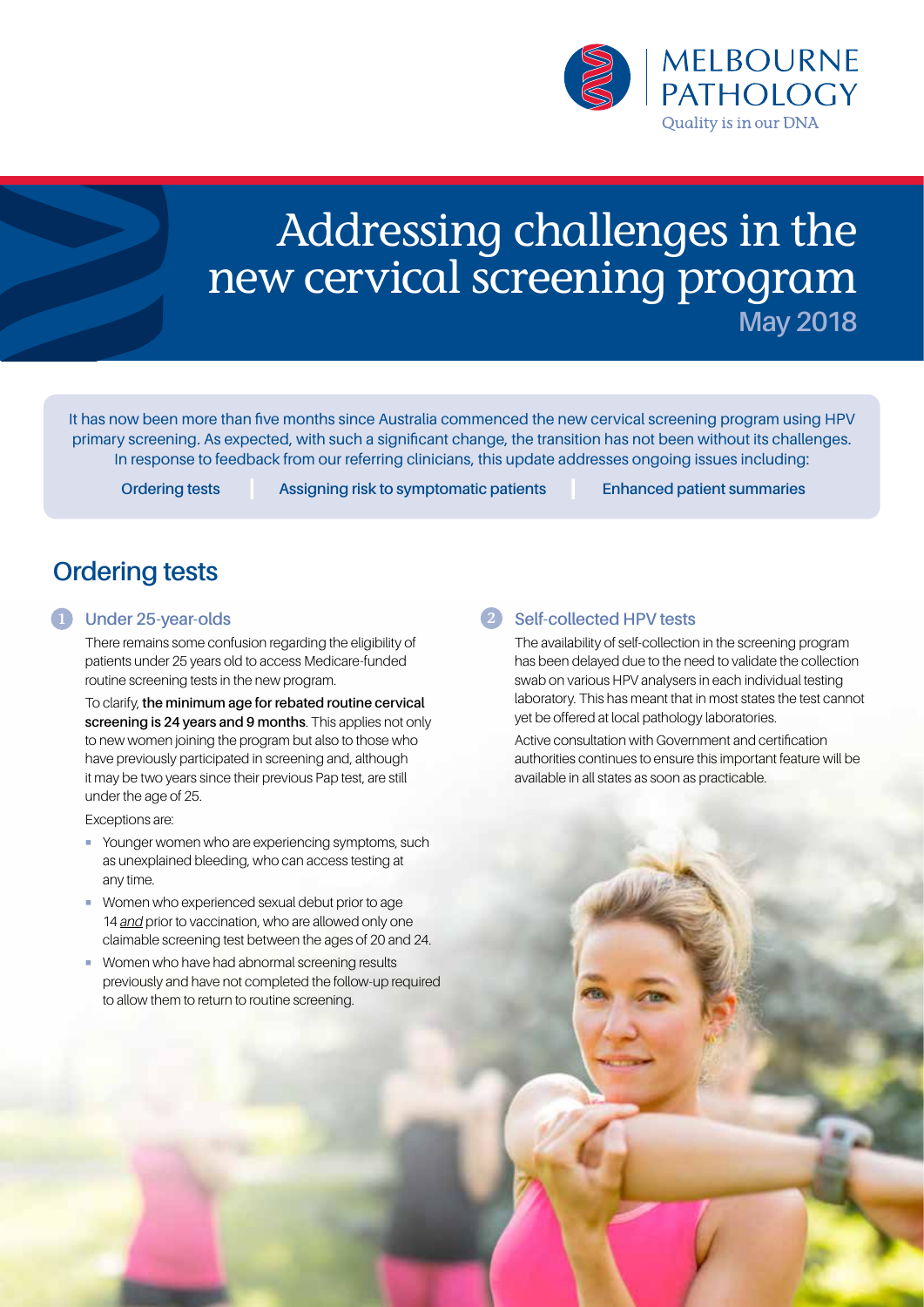MELBOURNE PATHOLOGY

Quality is in our DNA

# Addressing challenges in the new cervical screening program

May 2018

It has now been more than five months since Australia commenced the new cervical screening program using HPV primary screening. As expected, with such a significant change, the transition has not been without its challenges. In response to feedback from our referring clinicians, this update addresses ongoing issues including:

**Ordering tests** | **Assigning risk to symptomatic patients** | **Enhanced patient summaries**

## Ordering tests

### 1 Under 25-year-olds

There remains some confusion regarding the eligibility of patients under 25 years old to access Medicare-funded routine screening tests in the new program.

To clarify, **the minimum age for rebated routine cervical screening is 24 years and 9 months**. This applies not only to new women joining the program but also to those who have previously participated in screening and, although it may be two years since their previous Pap test, are still under the age of 25.

Exceptions are:

- Younger women who are experiencing symptoms, such as unexplained bleeding, who can access testing at any time.
- Women who experienced sexual debut prior to age 14 *and* prior to vaccination, who are allowed only one claimable screening test between the ages of 20 and 24.
- Women who have had abnormal screening results previously and have not completed the follow-up required to allow them to return to routine screening.

### 2 Self-collected HPV tests

The availability of self-collection in the screening program has been delayed due to the need to validate the collection swab on various HPV analysers in each individual testing laboratory. This has meant that in most states the test cannot yet be offered at local pathology laboratories.

Active consultation with Government and certification authorities continues to ensure this important feature will be available in all states as soon as practicable.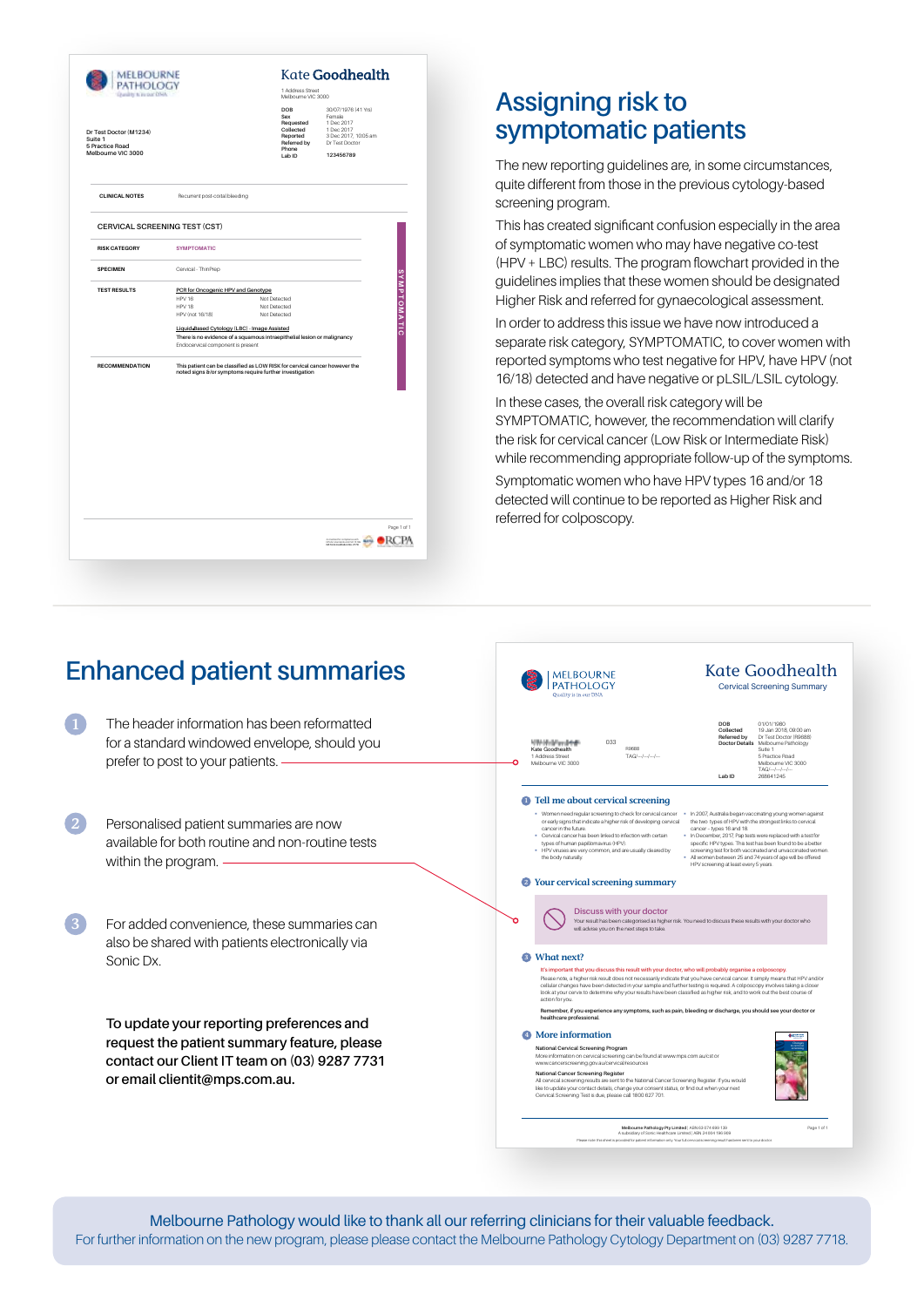# Assigning risk to symptomatic patients

The new reporting guidelines are, in some circumstances, quite different from those in the previous cytology-based screening program.

This has created significant confusion especially in the area of symptomatic women who may have negative co-test (HPV + LBC) results. The program flowchart provided in the guidelines implies that these women should be designated Higher Risk and referred for gynaecological assessment.

In order to address this issue we have now introduced a separate risk category, SYMPTOMATIC, to cover women with reported symptoms who test negative for HPV, have HPV (not 16/18) detected and have negative or pLSIL/LSIL cytology.

In these cases, the overall risk category will be SYMPTOMATIC, however, the recommendation will clarify the risk for cervical cancer (Low Risk or Intermediate Risk) while recommending appropriate follow-up of the symptoms.

Symptomatic women who have HPV types 16 and/or 18 detected will continue to be reported as Higher Risk and referred for colposcopy.

MELBOURNE PATHOLOGY
Quality is in our DNA

Kate Goodhealth
1 Address Street
Melbourne VIC 3000

| | |
|---|---|
| DOB | 30/07/1976 (41 Yrs) |
| Sex | Female |
| Requested | 1 Dec 2017 |
| Collected | 1 Dec 2017 |
| Reported | 3 Dec 2017, 10:05 am |
| Referred by | Dr Test Doctor |
| Phone | |
| Lab ID | 123456789 |

Dr Test Doctor (M1234)
Suite 1
5 Practice Road
Melbourne VIC 3000

CLINICAL NOTES: Recurrent post-coital bleeding

CERVICAL SCREENING TEST (CST)

| | |
|---|---|
| RISK CATEGORY | SYMPTOMATIC |
| SPECIMEN | Cervical - ThinPrep |
| TEST RESULTS | PCR for Oncogenic HPV and Genotype<br>HPV 16: Not Detected<br>HPV 18: Not Detected<br>HPV (not 16/18): Not Detected<br>Liquid Based Cytology (LBC) - Image Assisted<br>There is no evidence of a squamous intraepithelial lesion or malignancy<br>Endocervical component is present |
| RECOMMENDATION | This patient can be classified as LOW RISK for cervical cancer however the noted signs &/or symptoms require further investigation |

SYMPTOMATIC

Page 1 of 1

# Enhanced patient summaries

1. The header information has been reformatted for a standard windowed envelope, should you prefer to post to your patients.
2. Personalised patient summaries are now available for both routine and non-routine tests within the program.
3. For added convenience, these summaries can also be shared with patients electronically via Sonic Dx.

**To update your reporting preferences and request the patient summary feature, please contact our Client IT team on (03) 9287 7731 or email clientit@mps.com.au.**

MELBOURNE PATHOLOGY
Quality is in our DNA

Kate Goodhealth
Cervical Screening Summary

Kate Goodhealth
1 Address Street
Melbourne VIC 3000

033 R9688 TAQ--/--/--/--

| | |
|---|---|
| DOB | 01/01/1980 |
| Collected | 19 Jan 2018, 09:00 am |
| Referred by | Dr Test Doctor (R9688) |
| Doctor Details | Melbourne Pathology<br>Suite 1<br>5 Practice Road<br>Melbourne VIC 3000<br>TAQ--/--/--/-- |
| Lab ID | 268841245 |

1. **Tell me about cervical screening**
   - Women need regular screening to check for cervical cancer or early signs that indicate a higher risk of developing cervical cancer in the future.
   - Cervical cancer has been linked to infection with certain types of human papillomavirus (HPV).
   - HPV viruses are very common, and are usually cleared by the body naturally.
   - In 2007, Australia began vaccinating young women against the two types of HPV with the strongest links to cervical cancer – types 16 and 18.
   - In December, 2017, Pap tests were replaced with a test for specific HPV types. This test has been found to be a better screening test for both vaccinated and unvaccinated women.
   - All women between 25 and 74 years of age will be offered HPV screening at least every 5 years.
2. **Your cervical screening summary**

   Discuss with your doctor
   Your result has been categorised as higher risk. You need to discuss these results with your doctor who will advise you on the next steps to take.
3. **What next?**

   It's important that you discuss this result with your doctor, who will probably organise a colposcopy.

   Please note, a higher risk result does not necessarily indicate that you have cervical cancer. It simply means that HPV and/or cellular changes have been detected in your sample and further testing is required. A colposcopy involves taking a closer look at your cervix to determine why your results have been classified as higher risk, and to work out the best course of action for you.

   **Remember, if you experience any symptoms, such as pain, bleeding or discharge, you should see your doctor or healthcare professional.**
4. **More information**

   National Cervical Screening Program
   More information on cervical screening can be found at www.mps.com.au/cst or www.cancerscreening.gov.au/cervical/resources

   National Cancer Screening Register
   All cervical screening results are sent to the National Cancer Screening Register. If you would like to update your contact details, change your consent status, or find out when your next Cervical Screening Test is due, please call 1800 627 701.

Melbourne Pathology Pty Limited | ABN 63 074 699 139
A subsidiary of Sonic Healthcare Limited | ABN 24 004 196 909

Melbourne Pathology would like to thank all our referring clinicians for their valuable feedback.
For further information on the new program, please please contact the Melbourne Pathology Cytology Department on (03) 9287 7718.